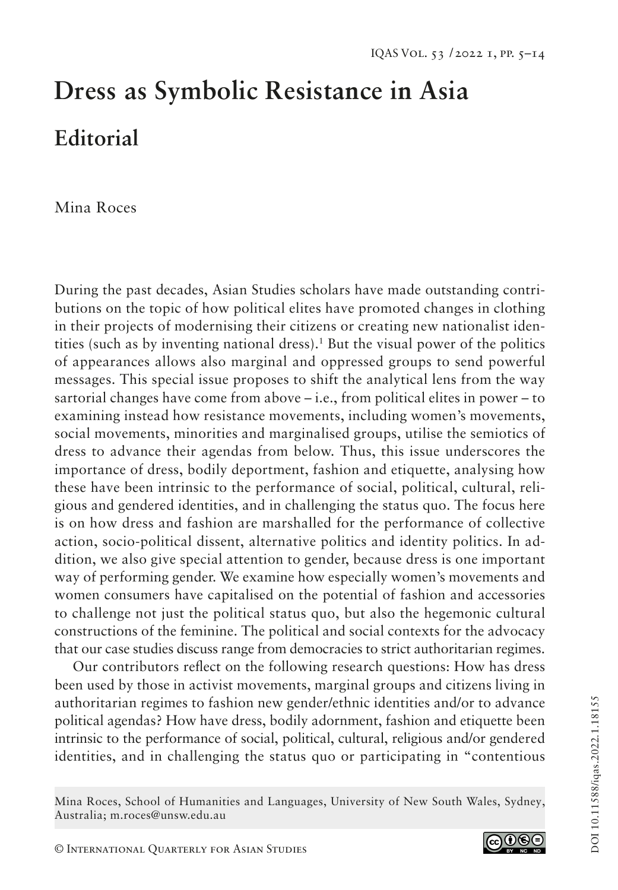# Dress as Symbolic Resistance in Asia

## Editorial

Mina Roces

During the past decades, Asian Studies scholars have made outstanding contributions on the topic of how political elites have promoted changes in clothing in their projects of modernising their citizens or creating new nationalist identities (such as by inventing national dress).[1] But the visual power of the politics of appearances allows also marginal and oppressed groups to send powerful messages. This special issue proposes to shift the analytical lens from the way sartorial changes have come from above – i.e., from political elites in power – to examining instead how resistance movements, including women's movements, social movements, minorities and marginalised groups, utilise the semiotics of dress to advance their agendas from below. Thus, this issue underscores the importance of dress, bodily deportment, fashion and etiquette, analysing how these have been intrinsic to the performance of social, political, cultural, religious and gendered identities, and in challenging the status quo. The focus here is on how dress and fashion are marshalled for the performance of collective action, socio-political dissent, alternative politics and identity politics. In addition, we also give special attention to gender, because dress is one important way of performing gender. We examine how especially women's movements and women consumers have capitalised on the potential of fashion and accessories to challenge not just the political status quo, but also the hegemonic cultural constructions of the feminine. The political and social contexts for the advocacy that our case studies discuss range from democracies to strict authoritarian regimes.

Our contributors reflect on the following research questions: How has dress been used by those in activist movements, marginal groups and citizens living in authoritarian regimes to fashion new gender/ethnic identities and/or to advance political agendas? How have dress, bodily adornment, fashion and etiquette been intrinsic to the performance of social, political, cultural, religious and/or gendered identities, and in challenging the status quo or participating in "contentious

Mina Roces, School of Humanities and Languages, University of New South Wales, Sydney, Australia; m.roces@unsw.edu.au

© International Quarterly for Asian Studies

DOI 10.11588/iqas.2022.1.18155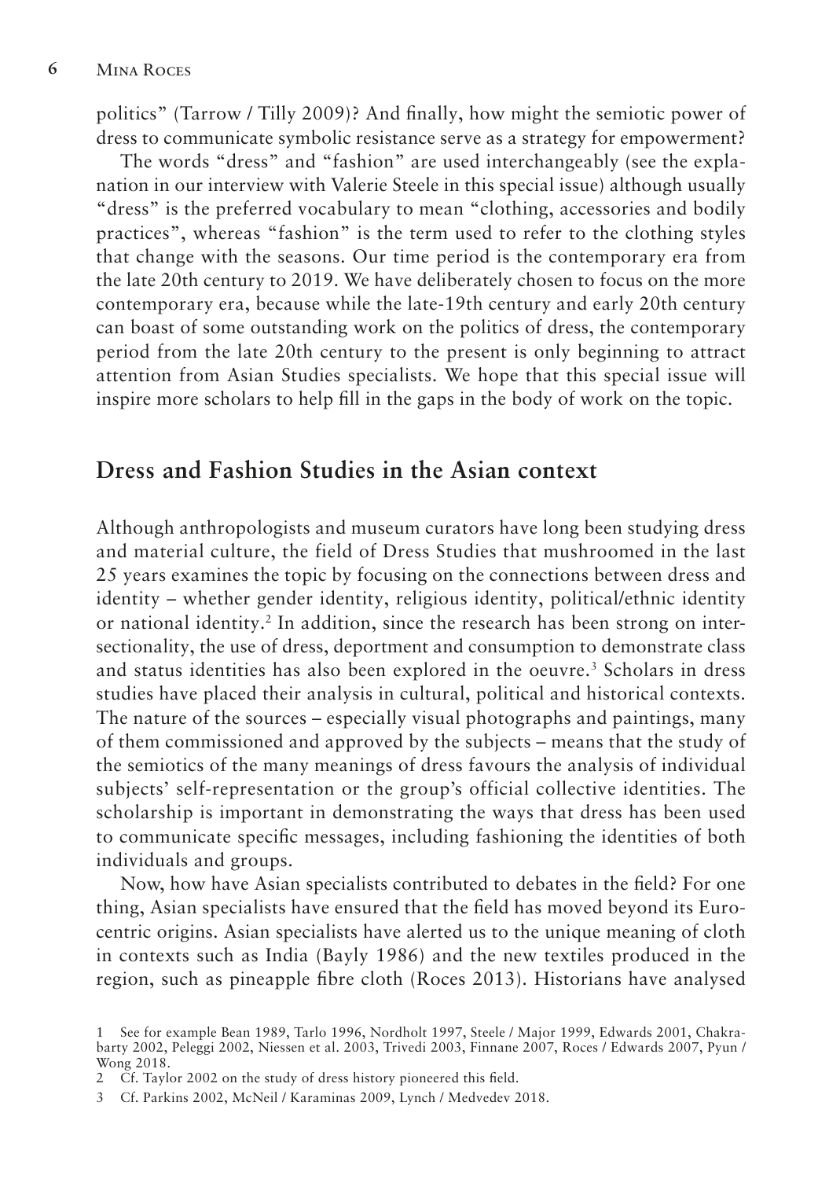politics" (Tarrow / Tilly 2009)? And finally, how might the semiotic power of dress to communicate symbolic resistance serve as a strategy for empowerment?

The words "dress" and "fashion" are used interchangeably (see the explanation in our interview with Valerie Steele in this special issue) although usually "dress" is the preferred vocabulary to mean "clothing, accessories and bodily practices", whereas "fashion" is the term used to refer to the clothing styles that change with the seasons. Our time period is the contemporary era from the late 20th century to 2019. We have deliberately chosen to focus on the more contemporary era, because while the late-19th century and early 20th century can boast of some outstanding work on the politics of dress, the contemporary period from the late 20th century to the present is only beginning to attract attention from Asian Studies specialists. We hope that this special issue will inspire more scholars to help fill in the gaps in the body of work on the topic.

## Dress and Fashion Studies in the Asian context

Although anthropologists and museum curators have long been studying dress and material culture, the field of Dress Studies that mushroomed in the last 25 years examines the topic by focusing on the connections between dress and identity – whether gender identity, religious identity, political/ethnic identity or national identity.[2] In addition, since the research has been strong on intersectionality, the use of dress, deportment and consumption to demonstrate class and status identities has also been explored in the oeuvre.[3] Scholars in dress studies have placed their analysis in cultural, political and historical contexts. The nature of the sources – especially visual photographs and paintings, many of them commissioned and approved by the subjects – means that the study of the semiotics of the many meanings of dress favours the analysis of individual subjects' self-representation or the group's official collective identities. The scholarship is important in demonstrating the ways that dress has been used to communicate specific messages, including fashioning the identities of both individuals and groups.

Now, how have Asian specialists contributed to debates in the field? For one thing, Asian specialists have ensured that the field has moved beyond its Eurocentric origins. Asian specialists have alerted us to the unique meaning of cloth in contexts such as India (Bayly 1986) and the new textiles produced in the region, such as pineapple fibre cloth (Roces 2013). Historians have analysed

1 See for example Bean 1989, Tarlo 1996, Nordholt 1997, Steele / Major 1999, Edwards 2001, Chakrabarty 2002, Peleggi 2002, Niessen et al. 2003, Trivedi 2003, Finnane 2007, Roces / Edwards 2007, Pyun / Wong 2018.

2 Cf. Taylor 2002 on the study of dress history pioneered this field.

3 Cf. Parkins 2002, McNeil / Karaminas 2009, Lynch / Medvedev 2018.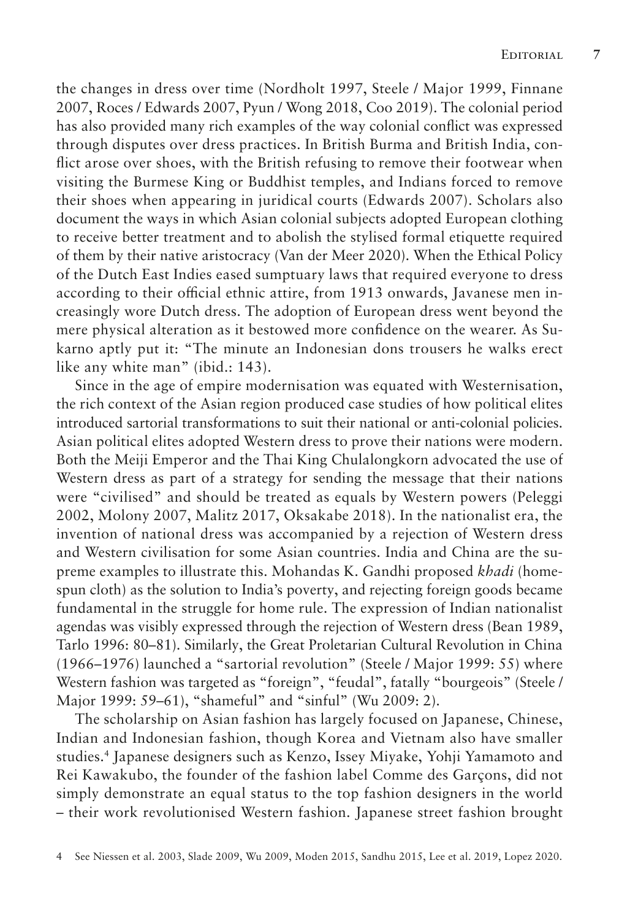the changes in dress over time (Nordholt 1997, Steele / Major 1999, Finnane 2007, Roces / Edwards 2007, Pyun / Wong 2018, Coo 2019). The colonial period has also provided many rich examples of the way colonial conflict was expressed through disputes over dress practices. In British Burma and British India, conflict arose over shoes, with the British refusing to remove their footwear when visiting the Burmese King or Buddhist temples, and Indians forced to remove their shoes when appearing in juridical courts (Edwards 2007). Scholars also document the ways in which Asian colonial subjects adopted European clothing to receive better treatment and to abolish the stylised formal etiquette required of them by their native aristocracy (Van der Meer 2020). When the Ethical Policy of the Dutch East Indies eased sumptuary laws that required everyone to dress according to their official ethnic attire, from 1913 onwards, Javanese men increasingly wore Dutch dress. The adoption of European dress went beyond the mere physical alteration as it bestowed more confidence on the wearer. As Sukarno aptly put it: "The minute an Indonesian dons trousers he walks erect like any white man" (ibid.: 143).

Since in the age of empire modernisation was equated with Westernisation, the rich context of the Asian region produced case studies of how political elites introduced sartorial transformations to suit their national or anti-colonial policies. Asian political elites adopted Western dress to prove their nations were modern. Both the Meiji Emperor and the Thai King Chulalongkorn advocated the use of Western dress as part of a strategy for sending the message that their nations were "civilised" and should be treated as equals by Western powers (Peleggi 2002, Molony 2007, Malitz 2017, Oksakabe 2018). In the nationalist era, the invention of national dress was accompanied by a rejection of Western dress and Western civilisation for some Asian countries. India and China are the supreme examples to illustrate this. Mohandas K. Gandhi proposed *khadi* (homespun cloth) as the solution to India's poverty, and rejecting foreign goods became fundamental in the struggle for home rule. The expression of Indian nationalist agendas was visibly expressed through the rejection of Western dress (Bean 1989, Tarlo 1996: 80–81). Similarly, the Great Proletarian Cultural Revolution in China (1966–1976) launched a "sartorial revolution" (Steele / Major 1999: 55) where Western fashion was targeted as "foreign", "feudal", fatally "bourgeois" (Steele / Major 1999: 59–61), "shameful" and "sinful" (Wu 2009: 2).

The scholarship on Asian fashion has largely focused on Japanese, Chinese, Indian and Indonesian fashion, though Korea and Vietnam also have smaller studies.[4] Japanese designers such as Kenzo, Issey Miyake, Yohji Yamamoto and Rei Kawakubo, the founder of the fashion label Comme des Garçons, did not simply demonstrate an equal status to the top fashion designers in the world – their work revolutionised Western fashion. Japanese street fashion brought

4 See Niessen et al. 2003, Slade 2009, Wu 2009, Moden 2015, Sandhu 2015, Lee et al. 2019, Lopez 2020.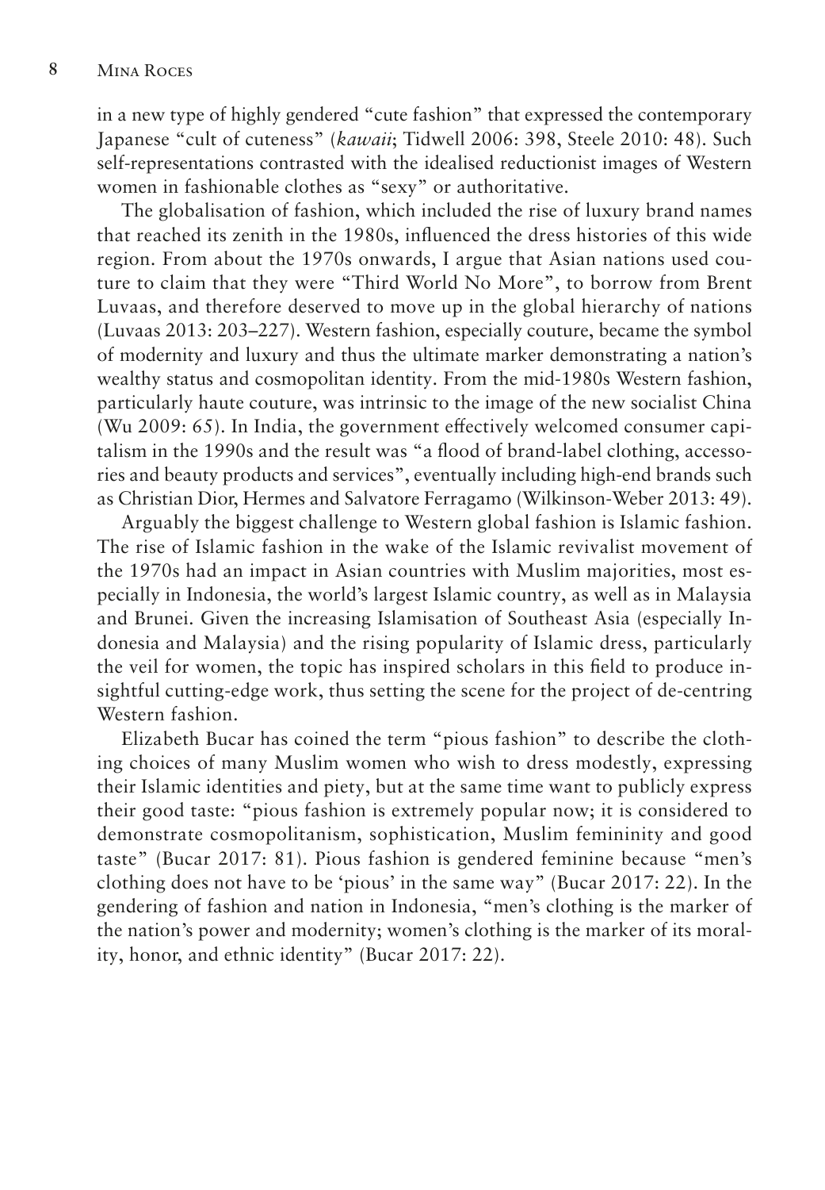in a new type of highly gendered "cute fashion" that expressed the contemporary Japanese "cult of cuteness" (*kawaii*; Tidwell 2006: 398, Steele 2010: 48). Such self-representations contrasted with the idealised reductionist images of Western women in fashionable clothes as "sexy" or authoritative.

The globalisation of fashion, which included the rise of luxury brand names that reached its zenith in the 1980s, influenced the dress histories of this wide region. From about the 1970s onwards, I argue that Asian nations used couture to claim that they were "Third World No More", to borrow from Brent Luvaas, and therefore deserved to move up in the global hierarchy of nations (Luvaas 2013: 203–227). Western fashion, especially couture, became the symbol of modernity and luxury and thus the ultimate marker demonstrating a nation's wealthy status and cosmopolitan identity. From the mid-1980s Western fashion, particularly haute couture, was intrinsic to the image of the new socialist China (Wu 2009: 65). In India, the government effectively welcomed consumer capitalism in the 1990s and the result was "a flood of brand-label clothing, accessories and beauty products and services", eventually including high-end brands such as Christian Dior, Hermes and Salvatore Ferragamo (Wilkinson-Weber 2013: 49).

Arguably the biggest challenge to Western global fashion is Islamic fashion. The rise of Islamic fashion in the wake of the Islamic revivalist movement of the 1970s had an impact in Asian countries with Muslim majorities, most especially in Indonesia, the world's largest Islamic country, as well as in Malaysia and Brunei. Given the increasing Islamisation of Southeast Asia (especially Indonesia and Malaysia) and the rising popularity of Islamic dress, particularly the veil for women, the topic has inspired scholars in this field to produce insightful cutting-edge work, thus setting the scene for the project of de-centring Western fashion.

Elizabeth Bucar has coined the term "pious fashion" to describe the clothing choices of many Muslim women who wish to dress modestly, expressing their Islamic identities and piety, but at the same time want to publicly express their good taste: "pious fashion is extremely popular now; it is considered to demonstrate cosmopolitanism, sophistication, Muslim femininity and good taste" (Bucar 2017: 81). Pious fashion is gendered feminine because "men's clothing does not have to be 'pious' in the same way" (Bucar 2017: 22). In the gendering of fashion and nation in Indonesia, "men's clothing is the marker of the nation's power and modernity; women's clothing is the marker of its morality, honor, and ethnic identity" (Bucar 2017: 22).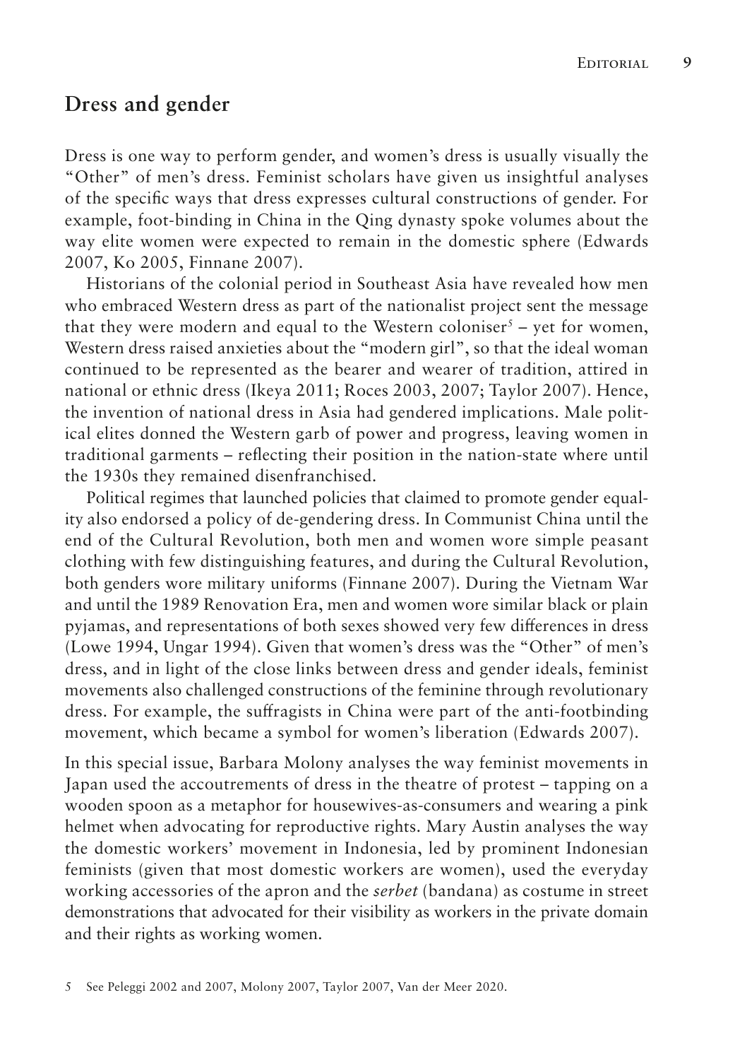## Dress and gender

Dress is one way to perform gender, and women's dress is usually visually the "Other" of men's dress. Feminist scholars have given us insightful analyses of the specific ways that dress expresses cultural constructions of gender. For example, foot-binding in China in the Qing dynasty spoke volumes about the way elite women were expected to remain in the domestic sphere (Edwards 2007, Ko 2005, Finnane 2007).

Historians of the colonial period in Southeast Asia have revealed how men who embraced Western dress as part of the nationalist project sent the message that they were modern and equal to the Western coloniser[5] – yet for women, Western dress raised anxieties about the "modern girl", so that the ideal woman continued to be represented as the bearer and wearer of tradition, attired in national or ethnic dress (Ikeya 2011; Roces 2003, 2007; Taylor 2007). Hence, the invention of national dress in Asia had gendered implications. Male political elites donned the Western garb of power and progress, leaving women in traditional garments – reflecting their position in the nation-state where until the 1930s they remained disenfranchised.

Political regimes that launched policies that claimed to promote gender equality also endorsed a policy of de-gendering dress. In Communist China until the end of the Cultural Revolution, both men and women wore simple peasant clothing with few distinguishing features, and during the Cultural Revolution, both genders wore military uniforms (Finnane 2007). During the Vietnam War and until the 1989 Renovation Era, men and women wore similar black or plain pyjamas, and representations of both sexes showed very few differences in dress (Lowe 1994, Ungar 1994). Given that women's dress was the "Other" of men's dress, and in light of the close links between dress and gender ideals, feminist movements also challenged constructions of the feminine through revolutionary dress. For example, the suffragists in China were part of the anti-footbinding movement, which became a symbol for women's liberation (Edwards 2007).

In this special issue, Barbara Molony analyses the way feminist movements in Japan used the accoutrements of dress in the theatre of protest – tapping on a wooden spoon as a metaphor for housewives-as-consumers and wearing a pink helmet when advocating for reproductive rights. Mary Austin analyses the way the domestic workers' movement in Indonesia, led by prominent Indonesian feminists (given that most domestic workers are women), used the everyday working accessories of the apron and the *serbet* (bandana) as costume in street demonstrations that advocated for their visibility as workers in the private domain and their rights as working women.

5 See Peleggi 2002 and 2007, Molony 2007, Taylor 2007, Van der Meer 2020.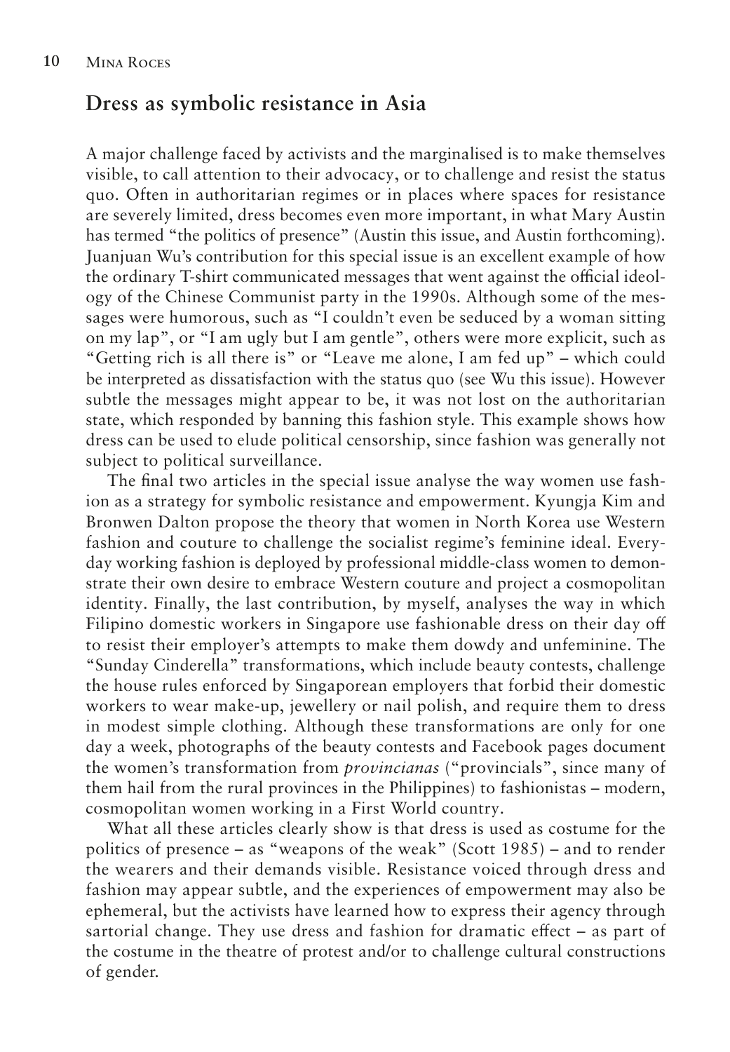## Dress as symbolic resistance in Asia

A major challenge faced by activists and the marginalised is to make themselves visible, to call attention to their advocacy, or to challenge and resist the status quo. Often in authoritarian regimes or in places where spaces for resistance are severely limited, dress becomes even more important, in what Mary Austin has termed "the politics of presence" (Austin this issue, and Austin forthcoming). Juanjuan Wu's contribution for this special issue is an excellent example of how the ordinary T-shirt communicated messages that went against the official ideology of the Chinese Communist party in the 1990s. Although some of the messages were humorous, such as "I couldn't even be seduced by a woman sitting on my lap", or "I am ugly but I am gentle", others were more explicit, such as "Getting rich is all there is" or "Leave me alone, I am fed up" – which could be interpreted as dissatisfaction with the status quo (see Wu this issue). However subtle the messages might appear to be, it was not lost on the authoritarian state, which responded by banning this fashion style. This example shows how dress can be used to elude political censorship, since fashion was generally not subject to political surveillance.

The final two articles in the special issue analyse the way women use fashion as a strategy for symbolic resistance and empowerment. Kyungja Kim and Bronwen Dalton propose the theory that women in North Korea use Western fashion and couture to challenge the socialist regime's feminine ideal. Everyday working fashion is deployed by professional middle-class women to demonstrate their own desire to embrace Western couture and project a cosmopolitan identity. Finally, the last contribution, by myself, analyses the way in which Filipino domestic workers in Singapore use fashionable dress on their day off to resist their employer's attempts to make them dowdy and unfeminine. The "Sunday Cinderella" transformations, which include beauty contests, challenge the house rules enforced by Singaporean employers that forbid their domestic workers to wear make-up, jewellery or nail polish, and require them to dress in modest simple clothing. Although these transformations are only for one day a week, photographs of the beauty contests and Facebook pages document the women's transformation from *provincianas* ("provincials", since many of them hail from the rural provinces in the Philippines) to fashionistas – modern, cosmopolitan women working in a First World country.

What all these articles clearly show is that dress is used as costume for the politics of presence – as "weapons of the weak" (Scott 1985) – and to render the wearers and their demands visible. Resistance voiced through dress and fashion may appear subtle, and the experiences of empowerment may also be ephemeral, but the activists have learned how to express their agency through sartorial change. They use dress and fashion for dramatic effect – as part of the costume in the theatre of protest and/or to challenge cultural constructions of gender.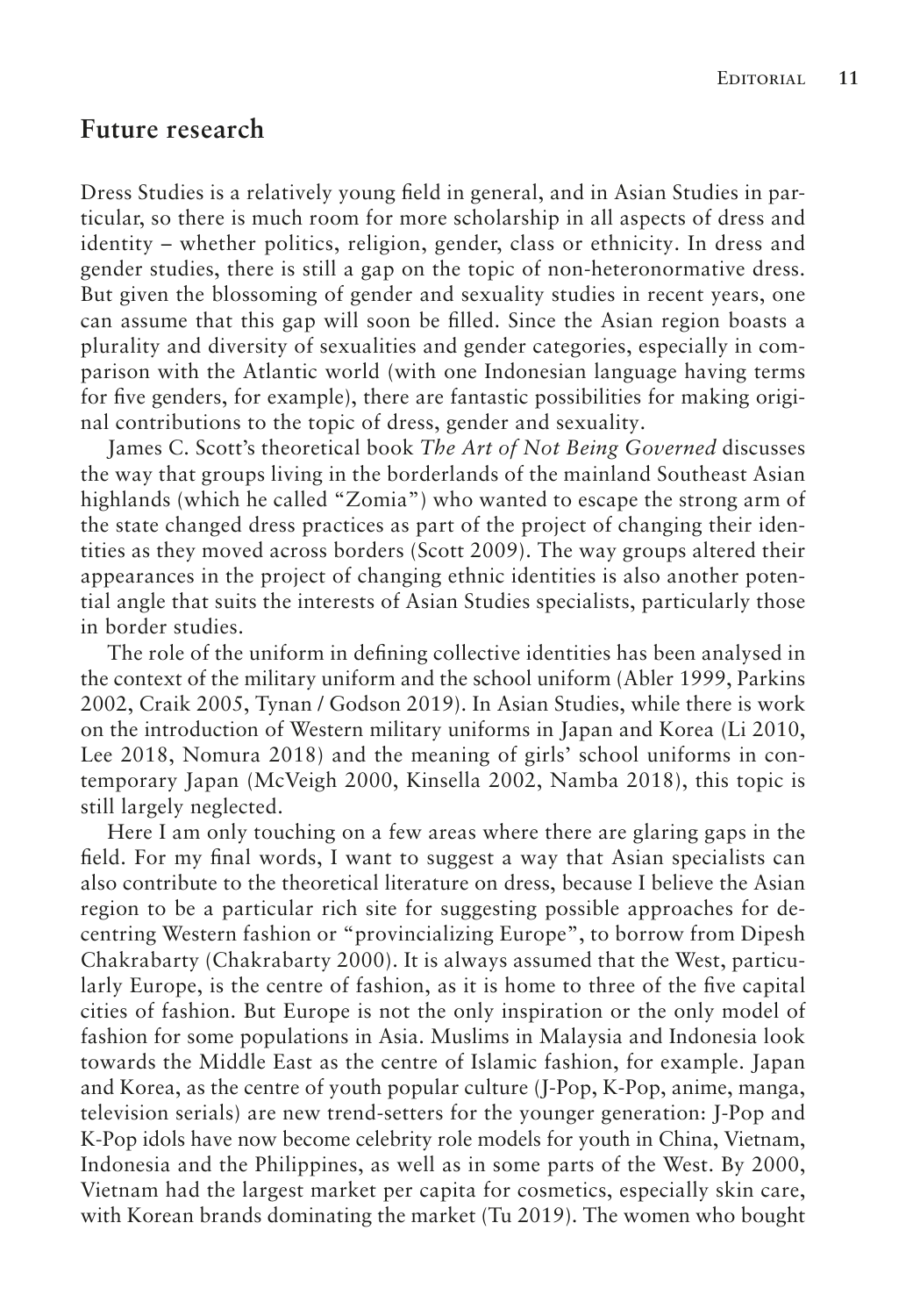## Future research

Dress Studies is a relatively young field in general, and in Asian Studies in particular, so there is much room for more scholarship in all aspects of dress and identity – whether politics, religion, gender, class or ethnicity. In dress and gender studies, there is still a gap on the topic of non-heteronormative dress. But given the blossoming of gender and sexuality studies in recent years, one can assume that this gap will soon be filled. Since the Asian region boasts a plurality and diversity of sexualities and gender categories, especially in comparison with the Atlantic world (with one Indonesian language having terms for five genders, for example), there are fantastic possibilities for making original contributions to the topic of dress, gender and sexuality.

James C. Scott's theoretical book *The Art of Not Being Governed* discusses the way that groups living in the borderlands of the mainland Southeast Asian highlands (which he called "Zomia") who wanted to escape the strong arm of the state changed dress practices as part of the project of changing their identities as they moved across borders (Scott 2009). The way groups altered their appearances in the project of changing ethnic identities is also another potential angle that suits the interests of Asian Studies specialists, particularly those in border studies.

The role of the uniform in defining collective identities has been analysed in the context of the military uniform and the school uniform (Abler 1999, Parkins 2002, Craik 2005, Tynan / Godson 2019). In Asian Studies, while there is work on the introduction of Western military uniforms in Japan and Korea (Li 2010, Lee 2018, Nomura 2018) and the meaning of girls' school uniforms in contemporary Japan (McVeigh 2000, Kinsella 2002, Namba 2018), this topic is still largely neglected.

Here I am only touching on a few areas where there are glaring gaps in the field. For my final words, I want to suggest a way that Asian specialists can also contribute to the theoretical literature on dress, because I believe the Asian region to be a particular rich site for suggesting possible approaches for decentring Western fashion or "provincializing Europe", to borrow from Dipesh Chakrabarty (Chakrabarty 2000). It is always assumed that the West, particularly Europe, is the centre of fashion, as it is home to three of the five capital cities of fashion. But Europe is not the only inspiration or the only model of fashion for some populations in Asia. Muslims in Malaysia and Indonesia look towards the Middle East as the centre of Islamic fashion, for example. Japan and Korea, as the centre of youth popular culture (J-Pop, K-Pop, anime, manga, television serials) are new trend-setters for the younger generation: J-Pop and K-Pop idols have now become celebrity role models for youth in China, Vietnam, Indonesia and the Philippines, as well as in some parts of the West. By 2000, Vietnam had the largest market per capita for cosmetics, especially skin care, with Korean brands dominating the market (Tu 2019). The women who bought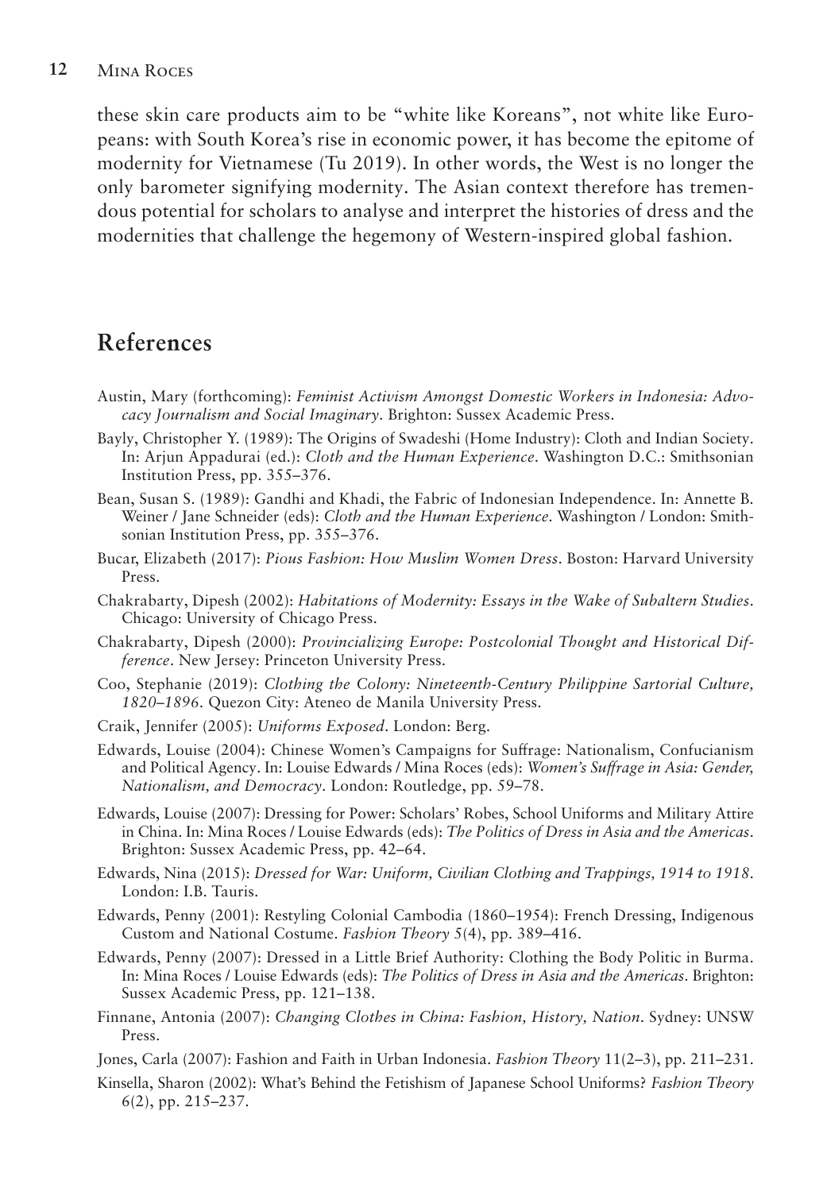these skin care products aim to be "white like Koreans", not white like Europeans: with South Korea's rise in economic power, it has become the epitome of modernity for Vietnamese (Tu 2019). In other words, the West is no longer the only barometer signifying modernity. The Asian context therefore has tremendous potential for scholars to analyse and interpret the histories of dress and the modernities that challenge the hegemony of Western-inspired global fashion.

## References

Austin, Mary (forthcoming): *Feminist Activism Amongst Domestic Workers in Indonesia: Advocacy Journalism and Social Imaginary*. Brighton: Sussex Academic Press.

Bayly, Christopher Y. (1989): The Origins of Swadeshi (Home Industry): Cloth and Indian Society. In: Arjun Appadurai (ed.): *Cloth and the Human Experience*. Washington D.C.: Smithsonian Institution Press, pp. 355–376.

Bean, Susan S. (1989): Gandhi and Khadi, the Fabric of Indonesian Independence. In: Annette B. Weiner / Jane Schneider (eds): *Cloth and the Human Experience*. Washington / London: Smithsonian Institution Press, pp. 355–376.

Bucar, Elizabeth (2017): *Pious Fashion: How Muslim Women Dress*. Boston: Harvard University Press.

Chakrabarty, Dipesh (2002): *Habitations of Modernity: Essays in the Wake of Subaltern Studies*. Chicago: University of Chicago Press.

Chakrabarty, Dipesh (2000): *Provincializing Europe: Postcolonial Thought and Historical Difference*. New Jersey: Princeton University Press.

Coo, Stephanie (2019): *Clothing the Colony: Nineteenth-Century Philippine Sartorial Culture, 1820–1896*. Quezon City: Ateneo de Manila University Press.

Craik, Jennifer (2005): *Uniforms Exposed*. London: Berg.

Edwards, Louise (2004): Chinese Women's Campaigns for Suffrage: Nationalism, Confucianism and Political Agency. In: Louise Edwards / Mina Roces (eds): *Women's Suffrage in Asia: Gender, Nationalism, and Democracy*. London: Routledge, pp. 59–78.

Edwards, Louise (2007): Dressing for Power: Scholars' Robes, School Uniforms and Military Attire in China. In: Mina Roces / Louise Edwards (eds): *The Politics of Dress in Asia and the Americas*. Brighton: Sussex Academic Press, pp. 42–64.

Edwards, Nina (2015): *Dressed for War: Uniform, Civilian Clothing and Trappings, 1914 to 1918*. London: I.B. Tauris.

Edwards, Penny (2001): Restyling Colonial Cambodia (1860–1954): French Dressing, Indigenous Custom and National Costume. *Fashion Theory* 5(4), pp. 389–416.

Edwards, Penny (2007): Dressed in a Little Brief Authority: Clothing the Body Politic in Burma. In: Mina Roces / Louise Edwards (eds): *The Politics of Dress in Asia and the Americas*. Brighton: Sussex Academic Press, pp. 121–138.

Finnane, Antonia (2007): *Changing Clothes in China: Fashion, History, Nation*. Sydney: UNSW Press.

Jones, Carla (2007): Fashion and Faith in Urban Indonesia. *Fashion Theory* 11(2–3), pp. 211–231.

Kinsella, Sharon (2002): What's Behind the Fetishism of Japanese School Uniforms? *Fashion Theory* 6(2), pp. 215–237.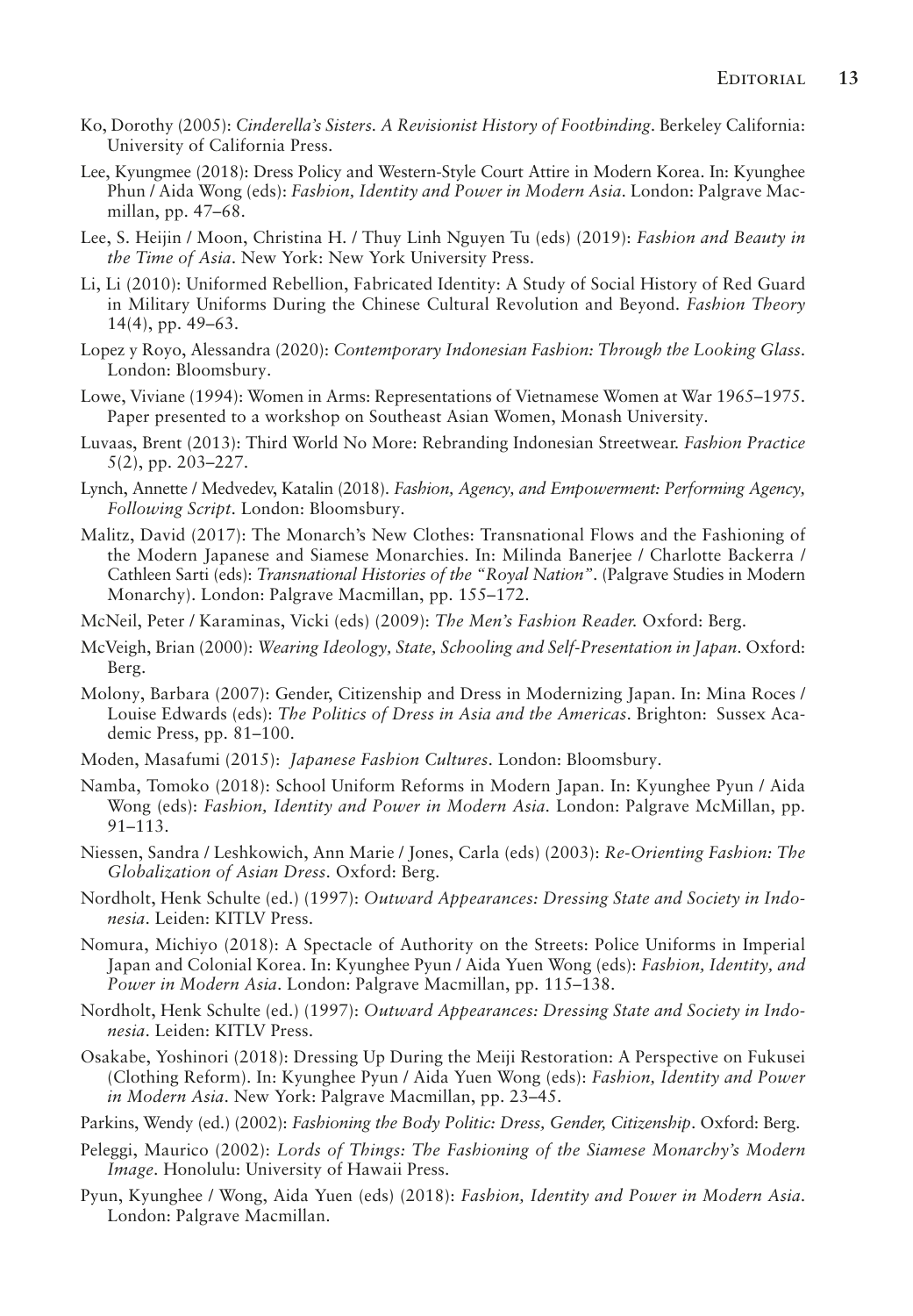Ko, Dorothy (2005): *Cinderella's Sisters. A Revisionist History of Footbinding*. Berkeley California: University of California Press.

Lee, Kyungmee (2018): Dress Policy and Western-Style Court Attire in Modern Korea. In: Kyunghee Phun / Aida Wong (eds): *Fashion, Identity and Power in Modern Asia*. London: Palgrave Macmillan, pp. 47–68.

Lee, S. Heijin / Moon, Christina H. / Thuy Linh Nguyen Tu (eds) (2019): *Fashion and Beauty in the Time of Asia*. New York: New York University Press.

Li, Li (2010): Uniformed Rebellion, Fabricated Identity: A Study of Social History of Red Guard in Military Uniforms During the Chinese Cultural Revolution and Beyond. *Fashion Theory* 14(4), pp. 49–63.

Lopez y Royo, Alessandra (2020): *Contemporary Indonesian Fashion: Through the Looking Glass*. London: Bloomsbury.

Lowe, Viviane (1994): Women in Arms: Representations of Vietnamese Women at War 1965–1975. Paper presented to a workshop on Southeast Asian Women, Monash University.

Luvaas, Brent (2013): Third World No More: Rebranding Indonesian Streetwear. *Fashion Practice* 5(2), pp. 203–227.

Lynch, Annette / Medvedev, Katalin (2018). *Fashion, Agency, and Empowerment: Performing Agency, Following Script*. London: Bloomsbury.

Malitz, David (2017): The Monarch's New Clothes: Transnational Flows and the Fashioning of the Modern Japanese and Siamese Monarchies. In: Milinda Banerjee / Charlotte Backerra / Cathleen Sarti (eds): *Transnational Histories of the "Royal Nation"*. (Palgrave Studies in Modern Monarchy). London: Palgrave Macmillan, pp. 155–172.

McNeil, Peter / Karaminas, Vicki (eds) (2009): *The Men's Fashion Reader*. Oxford: Berg.

McVeigh, Brian (2000): *Wearing Ideology, State, Schooling and Self-Presentation in Japan*. Oxford: Berg.

Molony, Barbara (2007): Gender, Citizenship and Dress in Modernizing Japan. In: Mina Roces / Louise Edwards (eds): *The Politics of Dress in Asia and the Americas*. Brighton: Sussex Academic Press, pp. 81–100.

Moden, Masafumi (2015): *Japanese Fashion Cultures*. London: Bloomsbury.

Namba, Tomoko (2018): School Uniform Reforms in Modern Japan. In: Kyunghee Pyun / Aida Wong (eds): *Fashion, Identity and Power in Modern Asia*. London: Palgrave McMillan, pp. 91–113.

Niessen, Sandra / Leshkowich, Ann Marie / Jones, Carla (eds) (2003): *Re-Orienting Fashion: The Globalization of Asian Dress*. Oxford: Berg.

Nordholt, Henk Schulte (ed.) (1997): *Outward Appearances: Dressing State and Society in Indonesia*. Leiden: KITLV Press.

Nomura, Michiyo (2018): A Spectacle of Authority on the Streets: Police Uniforms in Imperial Japan and Colonial Korea. In: Kyunghee Pyun / Aida Yuen Wong (eds): *Fashion, Identity, and Power in Modern Asia*. London: Palgrave Macmillan, pp. 115–138.

Nordholt, Henk Schulte (ed.) (1997): *Outward Appearances: Dressing State and Society in Indonesia*. Leiden: KITLV Press.

Osakabe, Yoshinori (2018): Dressing Up During the Meiji Restoration: A Perspective on Fukusei (Clothing Reform). In: Kyunghee Pyun / Aida Yuen Wong (eds): *Fashion, Identity and Power in Modern Asia*. New York: Palgrave Macmillan, pp. 23–45.

Parkins, Wendy (ed.) (2002): *Fashioning the Body Politic: Dress, Gender, Citizenship*. Oxford: Berg.

Peleggi, Maurico (2002): *Lords of Things: The Fashioning of the Siamese Monarchy's Modern Image*. Honolulu: University of Hawaii Press.

Pyun, Kyunghee / Wong, Aida Yuen (eds) (2018): *Fashion, Identity and Power in Modern Asia*. London: Palgrave Macmillan.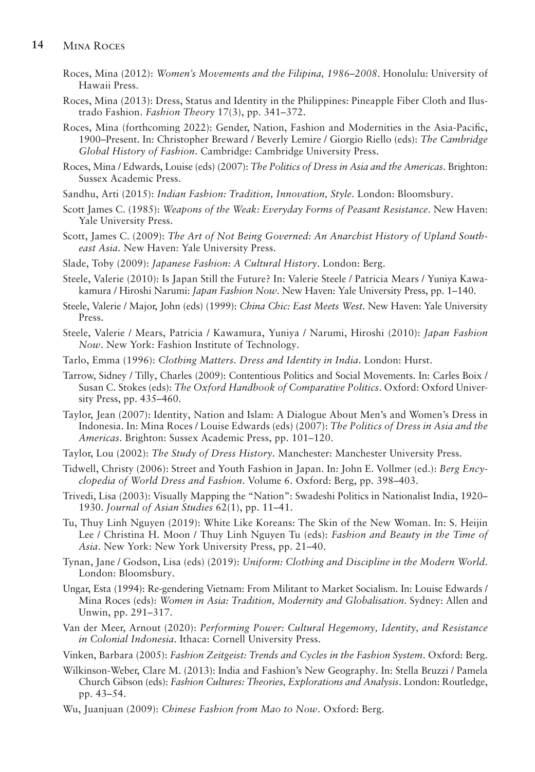Roces, Mina (2012): *Women's Movements and the Filipina, 1986–2008*. Honolulu: University of Hawaii Press.

Roces, Mina (2013): Dress, Status and Identity in the Philippines: Pineapple Fiber Cloth and Ilustrado Fashion. *Fashion Theory* 17(3), pp. 341–372.

Roces, Mina (forthcoming 2022): Gender, Nation, Fashion and Modernities in the Asia-Pacific, 1900–Present. In: Christopher Breward / Beverly Lemire / Giorgio Riello (eds): *The Cambridge Global History of Fashion*. Cambridge: Cambridge University Press.

Roces, Mina / Edwards, Louise (eds) (2007): *The Politics of Dress in Asia and the Americas*. Brighton: Sussex Academic Press.

Sandhu, Arti (2015): *Indian Fashion: Tradition, Innovation, Style*. London: Bloomsbury.

Scott James C. (1985): *Weapons of the Weak: Everyday Forms of Peasant Resistance*. New Haven: Yale University Press.

Scott, James C. (2009): *The Art of Not Being Governed: An Anarchist History of Upland Southeast Asia*. New Haven: Yale University Press.

Slade, Toby (2009): *Japanese Fashion: A Cultural History*. London: Berg.

Steele, Valerie (2010): Is Japan Still the Future? In: Valerie Steele / Patricia Mears / Yuniya Kawakamura / Hiroshi Narumi: *Japan Fashion Now*. New Haven: Yale University Press, pp. 1–140.

Steele, Valerie / Major, John (eds) (1999): *China Chic: East Meets West*. New Haven: Yale University Press.

Steele, Valerie / Mears, Patricia / Kawamura, Yuniya / Narumi, Hiroshi (2010): *Japan Fashion Now*. New York: Fashion Institute of Technology.

Tarlo, Emma (1996): *Clothing Matters. Dress and Identity in India*. London: Hurst.

Tarrow, Sidney / Tilly, Charles (2009): Contentious Politics and Social Movements. In: Carles Boix / Susan C. Stokes (eds): *The Oxford Handbook of Comparative Politics*. Oxford: Oxford University Press, pp. 435–460.

Taylor, Jean (2007): Identity, Nation and Islam: A Dialogue About Men's and Women's Dress in Indonesia. In: Mina Roces / Louise Edwards (eds) (2007): *The Politics of Dress in Asia and the Americas*. Brighton: Sussex Academic Press, pp. 101–120.

Taylor, Lou (2002): *The Study of Dress History*. Manchester: Manchester University Press.

Tidwell, Christy (2006): Street and Youth Fashion in Japan. In: John E. Vollmer (ed.): *Berg Encyclopedia of World Dress and Fashion*. Volume 6. Oxford: Berg, pp. 398–403.

Trivedi, Lisa (2003): Visually Mapping the "Nation": Swadeshi Politics in Nationalist India, 1920–1930. *Journal of Asian Studies* 62(1), pp. 11–41.

Tu, Thuy Linh Nguyen (2019): White Like Koreans: The Skin of the New Woman. In: S. Heijin Lee / Christina H. Moon / Thuy Linh Nguyen Tu (eds): *Fashion and Beauty in the Time of Asia*. New York: New York University Press, pp. 21–40.

Tynan, Jane / Godson, Lisa (eds) (2019): *Uniform: Clothing and Discipline in the Modern World*. London: Bloomsbury.

Ungar, Esta (1994): Re-gendering Vietnam: From Militant to Market Socialism. In: Louise Edwards / Mina Roces (eds): *Women in Asia: Tradition, Modernity and Globalisation*. Sydney: Allen and Unwin, pp. 291–317.

Van der Meer, Arnout (2020): *Performing Power: Cultural Hegemony, Identity, and Resistance in Colonial Indonesia*. Ithaca: Cornell University Press.

Vinken, Barbara (2005): *Fashion Zeitgeist: Trends and Cycles in the Fashion System*. Oxford: Berg.

Wilkinson-Weber, Clare M. (2013): India and Fashion's New Geography. In: Stella Bruzzi / Pamela Church Gibson (eds): *Fashion Cultures: Theories, Explorations and Analysis*. London: Routledge, pp. 43–54.

Wu, Juanjuan (2009): *Chinese Fashion from Mao to Now*. Oxford: Berg.